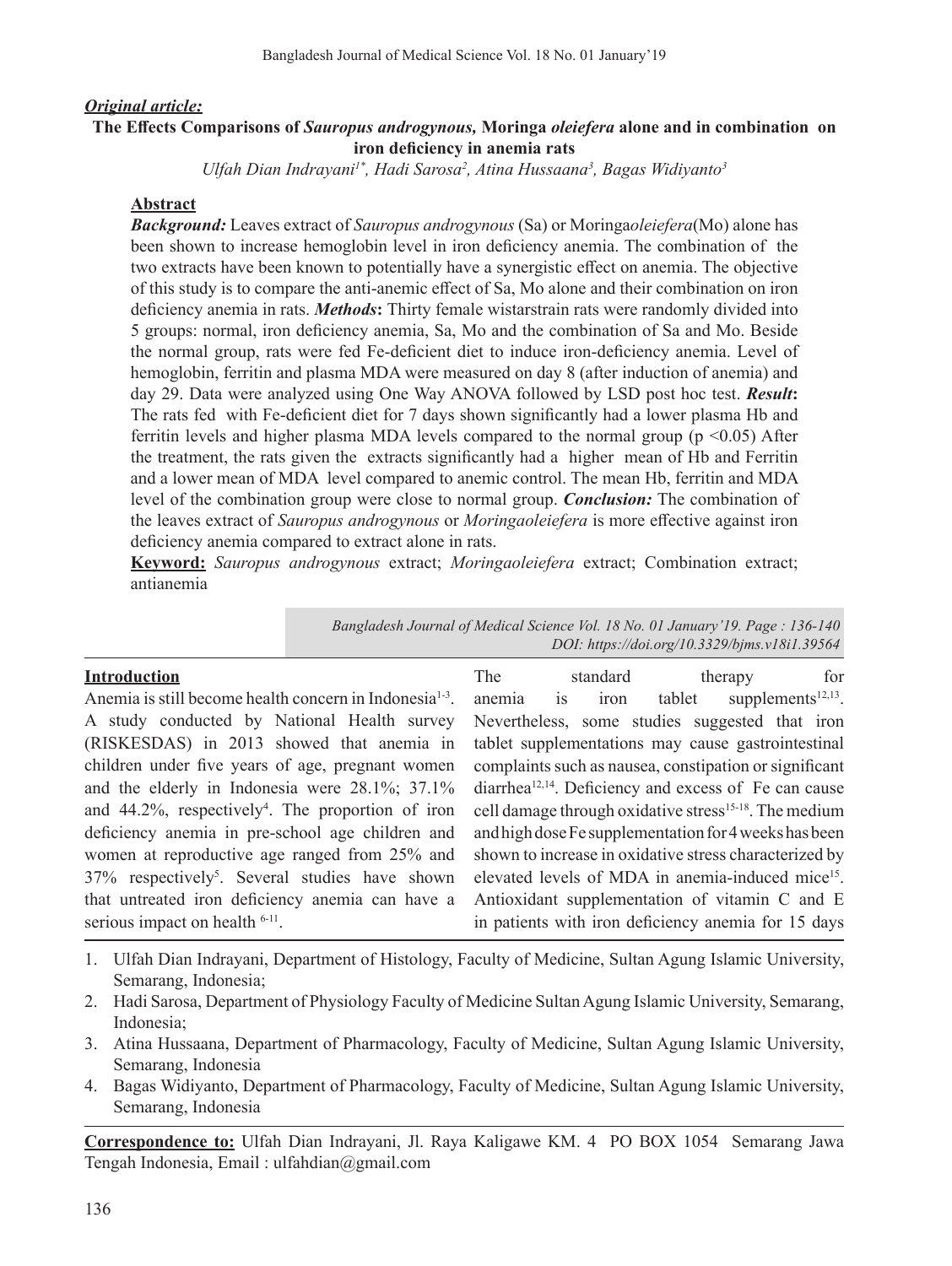***Original article:***

**The Effects Comparisons of *Sauropus androgynous,* Moringa *oleiefera* alone and in combination on iron deficiency in anemia rats**

*Ulfah Dian Indrayani[1\*], Hadi Sarosa[2], Atina Hussaana[3], Bagas Widiyanto[3]*

## Abstract

***Background:*** Leaves extract of *Sauropus androgynous* (Sa) or Moringa*oleiefera*(Mo) alone has been shown to increase hemoglobin level in iron deficiency anemia. The combination of the two extracts have been known to potentially have a synergistic effect on anemia. The objective of this study is to compare the anti-anemic effect of Sa, Mo alone and their combination on iron deficiency anemia in rats. ***Methods*:** Thirty female wistarstrain rats were randomly divided into 5 groups: normal, iron deficiency anemia, Sa, Mo and the combination of Sa and Mo. Beside the normal group, rats were fed Fe-deficient diet to induce iron-deficiency anemia. Level of hemoglobin, ferritin and plasma MDA were measured on day 8 (after induction of anemia) and day 29. Data were analyzed using One Way ANOVA followed by LSD post hoc test. ***Result*:** The rats fed with Fe-deficient diet for 7 days shown significantly had a lower plasma Hb and ferritin levels and higher plasma MDA levels compared to the normal group ($p < 0.05$) After the treatment, the rats given the extracts significantly had a higher mean of Hb and Ferritin and a lower mean of MDA level compared to anemic control. The mean Hb, ferritin and MDA level of the combination group were close to normal group. ***Conclusion:*** The combination of the leaves extract of *Sauropus androgynous* or *Moringaoleiefera* is more effective against iron deficiency anemia compared to extract alone in rats.

**Keyword:** *Sauropus androgynous* extract; *Moringaoleiefera* extract; Combination extract; antianemia

*DOI: https://doi.org/10.3329/bjms.v18i1.39564*

## Introduction

Anemia is still become health concern in Indonesia[1-3]. A study conducted by National Health survey (RISKESDAS) in 2013 showed that anemia in children under five years of age, pregnant women and the elderly in Indonesia were 28.1%; 37.1% and 44.2%, respectively[4]. The proportion of iron deficiency anemia in pre-school age children and women at reproductive age ranged from 25% and 37% respectively[5]. Several studies have shown that untreated iron deficiency anemia can have a serious impact on health [6-11].

The standard therapy for anemia is iron tablet supplements[12,13]. Nevertheless, some studies suggested that iron tablet supplementations may cause gastrointestinal complaints such as nausea, constipation or significant diarrhea[12,14]. Deficiency and excess of Fe can cause cell damage through oxidative stress[15-18]. The medium and high dose Fe supplementation for 4 weeks has been shown to increase in oxidative stress characterized by elevated levels of MDA in anemia-induced mice[15]. Antioxidant supplementation of vitamin C and E in patients with iron deficiency anemia for 15 days

1. Ulfah Dian Indrayani, Department of Histology, Faculty of Medicine, Sultan Agung Islamic University, Semarang, Indonesia;
2. Hadi Sarosa, Department of Physiology Faculty of Medicine Sultan Agung Islamic University, Semarang, Indonesia;
3. Atina Hussaana, Department of Pharmacology, Faculty of Medicine, Sultan Agung Islamic University, Semarang, Indonesia
4. Bagas Widiyanto, Department of Pharmacology, Faculty of Medicine, Sultan Agung Islamic University, Semarang, Indonesia

**Correspondence to:** Ulfah Dian Indrayani, Jl. Raya Kaligawe KM. 4 PO BOX 1054 Semarang Jawa Tengah Indonesia, Email : ulfahdian@gmail.com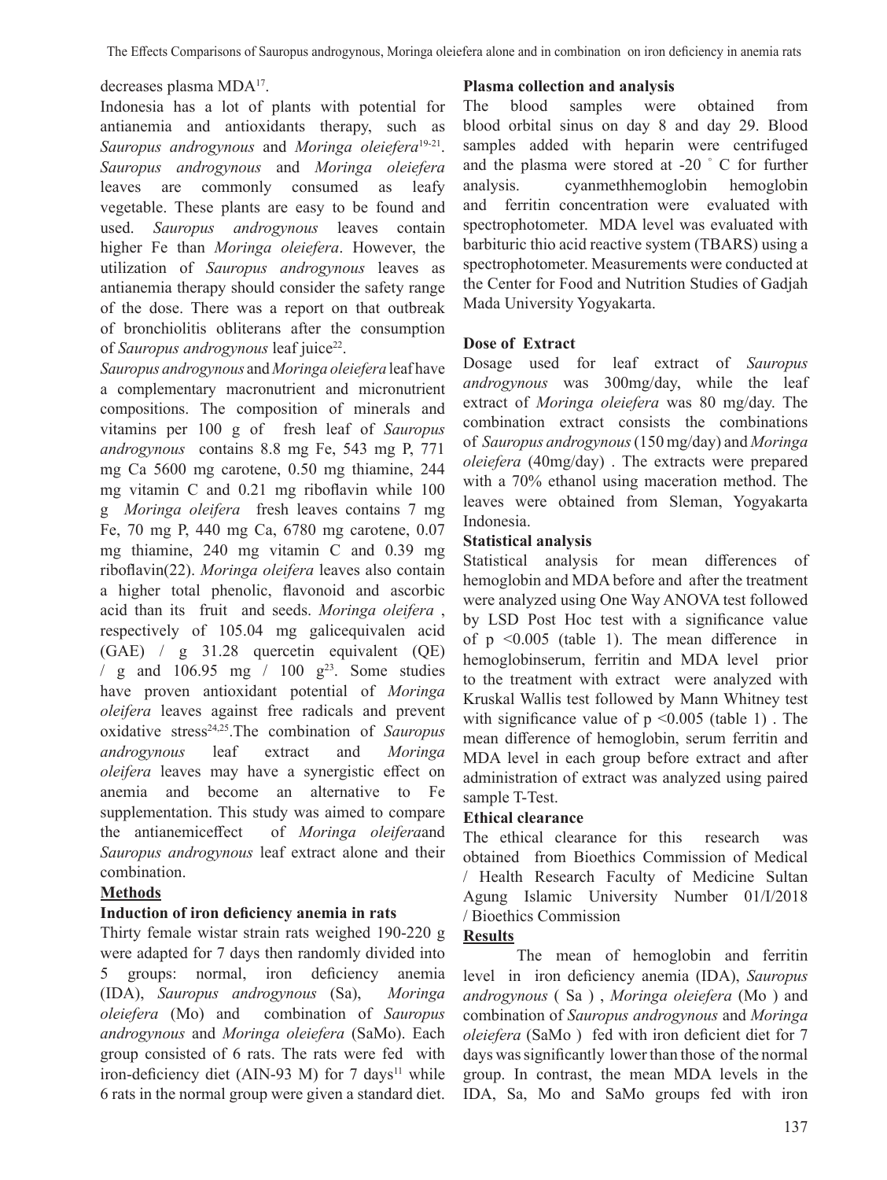decreases plasma MDA[17].

Indonesia has a lot of plants with potential for antianemia and antioxidants therapy, such as *Sauropus androgynous* and *Moringa oleiefera*[19-21]. *Sauropus androgynous* and *Moringa oleiefera* leaves are commonly consumed as leafy vegetable. These plants are easy to be found and used. *Sauropus androgynous* leaves contain higher Fe than *Moringa oleiefera*. However, the utilization of *Sauropus androgynous* leaves as antianemia therapy should consider the safety range of the dose. There was a report on that outbreak of bronchiolitis obliterans after the consumption of *Sauropus androgynous* leaf juice[22].

*Sauropus androgynous* and *Moringa oleiefera* leaf have a complementary macronutrient and micronutrient compositions. The composition of minerals and vitamins per 100 g of fresh leaf of *Sauropus androgynous* contains 8.8 mg Fe, 543 mg P, 771 mg Ca 5600 mg carotene, 0.50 mg thiamine, 244 mg vitamin C and 0.21 mg riboflavin while 100 g *Moringa oleifera* fresh leaves contains 7 mg Fe, 70 mg P, 440 mg Ca, 6780 mg carotene, 0.07 mg thiamine, 240 mg vitamin C and 0.39 mg riboflavin(22). *Moringa oleifera* leaves also contain a higher total phenolic, flavonoid and ascorbic acid than its fruit and seeds. *Moringa oleifera* , respectively of 105.04 mg galicequivalen acid (GAE) / g 31.28 quercetin equivalent (QE) / g and 106.95 mg / 100 g[23]. Some studies have proven antioxidant potential of *Moringa oleifera* leaves against free radicals and prevent oxidative stress[24,25].The combination of *Sauropus androgynous* leaf extract and *Moringa oleifera* leaves may have a synergistic effect on anemia and become an alternative to Fe supplementation. This study was aimed to compare the antianemiceffect of *Moringa oleifera*and *Sauropus androgynous* leaf extract alone and their combination.

## Methods

### Induction of iron deficiency anemia in rats

Thirty female wistar strain rats weighed 190-220 g were adapted for 7 days then randomly divided into 5 groups: normal, iron deficiency anemia (IDA), *Sauropus androgynous* (Sa), *Moringa oleiefera* (Mo) and combination of *Sauropus androgynous* and *Moringa oleiefera* (SaMo). Each group consisted of 6 rats. The rats were fed with iron-deficiency diet (AIN-93 M) for 7 days[11] while 6 rats in the normal group were given a standard diet.

### Plasma collection and analysis

The blood samples were obtained from blood orbital sinus on day 8 and day 29. Blood samples added with heparin were centrifuged and the plasma were stored at -20 ° C for further analysis. cyanmethhemoglobin hemoglobin and ferritin concentration were evaluated with spectrophotometer. MDA level was evaluated with barbituric thio acid reactive system (TBARS) using a spectrophotometer. Measurements were conducted at the Center for Food and Nutrition Studies of Gadjah Mada University Yogyakarta.

### Dose of Extract

Dosage used for leaf extract of *Sauropus androgynous* was 300mg/day, while the leaf extract of *Moringa oleiefera* was 80 mg/day. The combination extract consists the combinations of *Sauropus androgynous* (150 mg/day) and *Moringa oleiefera* (40mg/day) . The extracts were prepared with a 70% ethanol using maceration method. The leaves were obtained from Sleman, Yogyakarta Indonesia.

### Statistical analysis

Statistical analysis for mean differences of hemoglobin and MDA before and after the treatment were analyzed using One Way ANOVA test followed by LSD Post Hoc test with a significance value of $p < 0.005$ (table 1). The mean difference in hemoglobinserum, ferritin and MDA level prior to the treatment with extract were analyzed with Kruskal Wallis test followed by Mann Whitney test with significance value of $p < 0.005$ (table 1) . The mean difference of hemoglobin, serum ferritin and MDA level in each group before extract and after administration of extract was analyzed using paired sample T-Test.

### Ethical clearance

The ethical clearance for this research was obtained from Bioethics Commission of Medical / Health Research Faculty of Medicine Sultan Agung Islamic University Number 01/I/2018 / Bioethics Commission

## Results

The mean of hemoglobin and ferritin level in iron deficiency anemia (IDA), *Sauropus androgynous* ( Sa ) , *Moringa oleiefera* (Mo ) and combination of *Sauropus androgynous* and *Moringa oleiefera* (SaMo ) fed with iron deficient diet for 7 days was significantly lower than those of the normal group. In contrast, the mean MDA levels in the IDA, Sa, Mo and SaMo groups fed with iron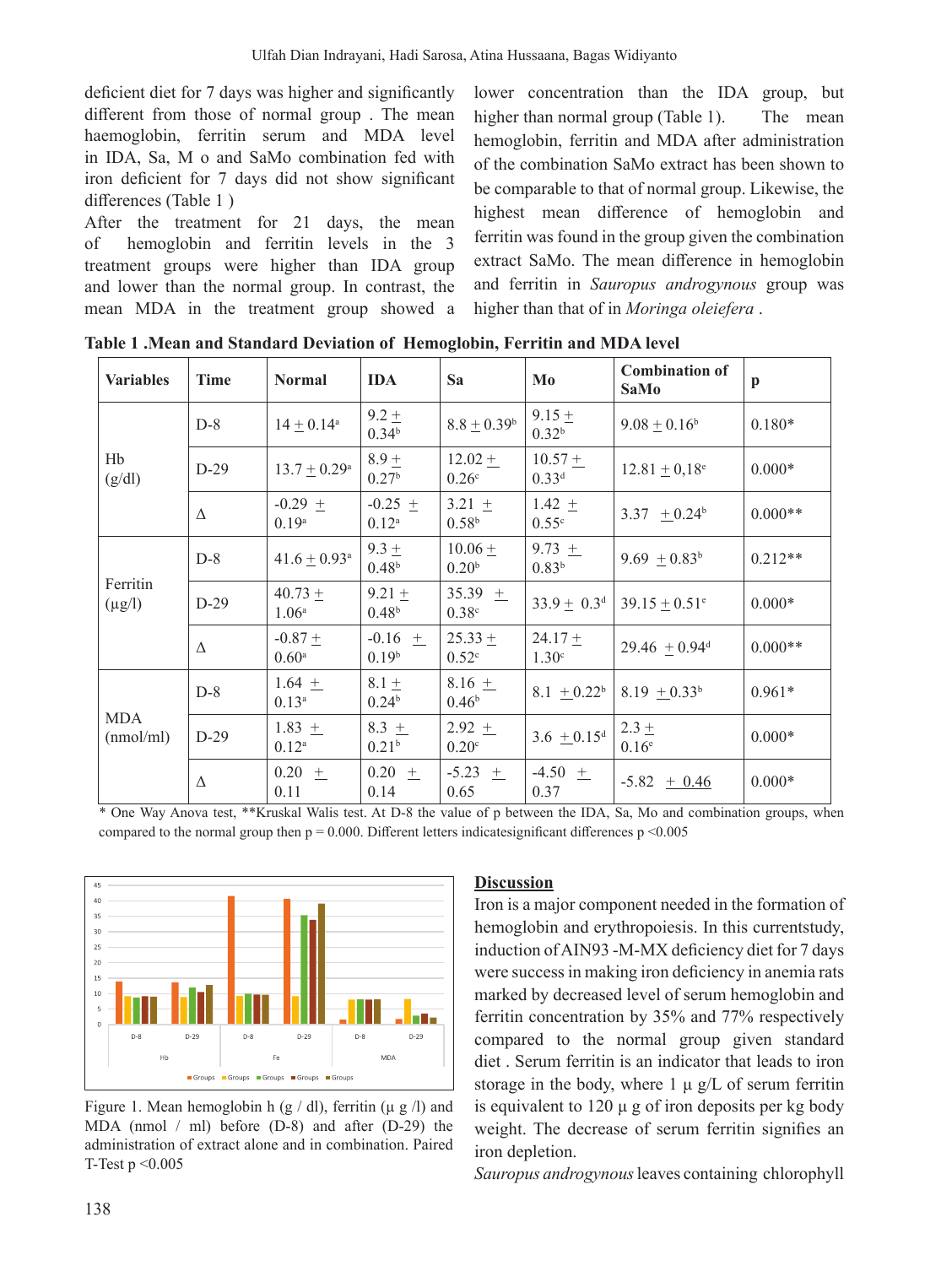deficient diet for 7 days was higher and significantly different from those of normal group . The mean haemoglobin, ferritin serum and MDA level in IDA, Sa, M o and SaMo combination fed with iron deficient for 7 days did not show significant differences (Table 1 )

After the treatment for 21 days, the mean of hemoglobin and ferritin levels in the 3 treatment groups were higher than IDA group and lower than the normal group. In contrast, the mean MDA in the treatment group showed a lower concentration than the IDA group, but higher than normal group (Table 1). The mean hemoglobin, ferritin and MDA after administration of the combination SaMo extract has been shown to be comparable to that of normal group. Likewise, the highest mean difference of hemoglobin and ferritin was found in the group given the combination extract SaMo. The mean difference in hemoglobin and ferritin in *Sauropus androgynous* group was higher than that of in *Moringa oleiefera* .

**Table 1 .Mean and Standard Deviation of Hemoglobin, Ferritin and MDA level**

| Variables | Time | Normal | IDA | Sa | Mo | Combination of SaMo | p |
|---|---|---|---|---|---|---|---|
| Hb (g/dl) | D-8 | 14 ± 0.14[a] | 9.2 ± 0.34[b] | 8.8 ± 0.39[b] | 9.15 ± 0.32[b] | 9.08 ± 0.16[b] | 0.180* |
| | D-29 | 13.7 ± 0.29[a] | 8.9 ± 0.27[b] | 12.02 ± 0.26[c] | 10.57 ± 0.33[d] | 12.81 ± 0,18[e] | 0.000* |
| | Δ | -0.29 ± 0.19[a] | -0.25 ± 0.12[a] | 3.21 ± 0.58[b] | 1.42 ± 0.55[c] | 3.37 ± 0.24[b] | 0.000** |
| Ferritin (μg/l) | D-8 | 41.6 ± 0.93[a] | 9.3 ± 0.48[b] | 10.06 ± 0.20[b] | 9.73 ± 0.83[b] | 9.69 ± 0.83[b] | 0.212** |
| | D-29 | 40.73 ± 1.06[a] | 9.21 ± 0.48[b] | 35.39 ± 0.38[c] | 33.9 ± 0.3[d] | 39.15 ± 0.51[e] | 0.000* |
| | Δ | -0.87 ± 0.60[a] | -0.16 ± 0.19[b] | 25.33 ± 0.52[c] | 24.17 ± 1.30[c] | 29.46 ± 0.94[d] | 0.000** |
| MDA (nmol/ml) | D-8 | 1.64 ± 0.13[a] | 8.1 ± 0.24[b] | 8.16 ± 0.46[b] | 8.1 ± 0.22[b] | 8.19 ± 0.33[b] | 0.961* |
| | D-29 | 1.83 ± 0.12[a] | 8.3 ± 0.21[b] | 2.92 ± 0.20[c] | 3.6 ± 0.15[d] | 2.3 ± 0.16[e] | 0.000* |
| | Δ | 0.20 ± 0.11 | 0.20 ± 0.14 | -5.23 ± 0.65 | -4.50 ± 0.37 | -5.82 ± 0.46 | 0.000* |

\* One Way Anova test, **Kruskal Walis test. At D-8 the value of p between the IDA, Sa, Mo and combination groups, when compared to the normal group then p = 0.000. Different letters indicatesignificant differences p <0.005

Figure 1. Mean hemoglobin h (g / dl), ferritin (μ g /l) and MDA (nmol / ml) before (D-8) and after (D-29) the administration of extract alone and in combination. Paired T-Test p <0.005

## Discussion

Iron is a major component needed in the formation of hemoglobin and erythropoiesis. In this currentstudy, induction of AIN93 -M-MX deficiency diet for 7 days were success in making iron deficiency in anemia rats marked by decreased level of serum hemoglobin and ferritin concentration by 35% and 77% respectively compared to the normal group given standard diet . Serum ferritin is an indicator that leads to iron storage in the body, where 1 μ g/L of serum ferritin is equivalent to 120 μ g of iron deposits per kg body weight. The decrease of serum ferritin signifies an iron depletion.

*Sauropus androgynous* leaves containing chlorophyll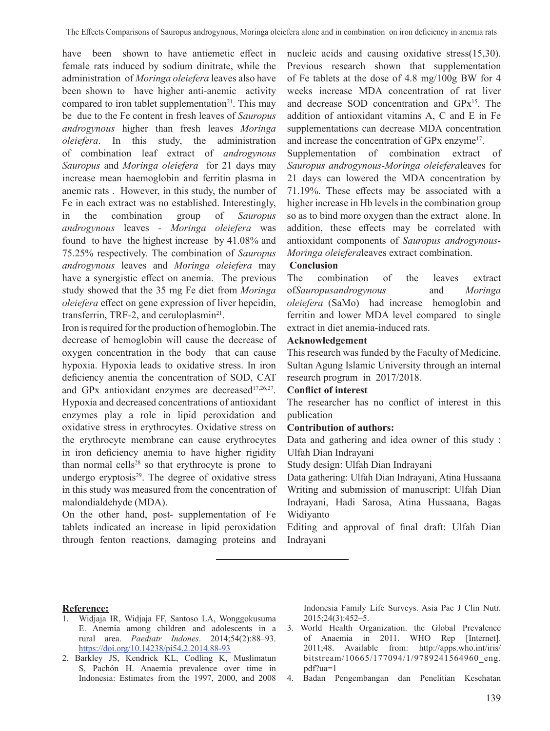have been shown to have antiemetic effect in female rats induced by sodium dinitrate, while the administration of *Moringa oleiefera* leaves also have been shown to have higher anti-anemic activity compared to iron tablet supplementation[21]. This may be due to the Fe content in fresh leaves of *Sauropus androgynous* higher than fresh leaves *Moringa oleiefera*. In this study, the administration of combination leaf extract of *androgynous Sauropus* and *Moringa oleiefera* for 21 days may increase mean haemoglobin and ferritin plasma in anemic rats . However, in this study, the number of Fe in each extract was no established. Interestingly, in the combination group of *Sauropus androgynous* leaves - *Moringa oleiefera* was found to have the highest increase by 41.08% and 75.25% respectively. The combination of *Sauropus androgynous* leaves and *Moringa oleiefera* may have a synergistic effect on anemia. The previous study showed that the 35 mg Fe diet from *Moringa oleiefera* effect on gene expression of liver hepcidin, transferrin, TRF-2, and ceruloplasmin[21].

Iron is required for the production of hemoglobin. The decrease of hemoglobin will cause the decrease of oxygen concentration in the body that can cause hypoxia. Hypoxia leads to oxidative stress. In iron deficiency anemia the concentration of SOD, CAT and GPx antioxidant enzymes are decreased[17,26,27]. Hypoxia and decreased concentrations of antioxidant enzymes play a role in lipid peroxidation and oxidative stress in erythrocytes. Oxidative stress on the erythrocyte membrane can cause erythrocytes in iron deficiency anemia to have higher rigidity than normal cells[28] so that erythrocyte is prone to undergo eryptosis[29]. The degree of oxidative stress in this study was measured from the concentration of malondialdehyde (MDA).

On the other hand, post- supplementation of Fe tablets indicated an increase in lipid peroxidation through fenton reactions, damaging proteins and nucleic acids and causing oxidative stress(15,30). Previous research shown that supplementation of Fe tablets at the dose of 4.8 mg/100g BW for 4 weeks increase MDA concentration of rat liver and decrease SOD concentration and GPx[15]. The addition of antioxidant vitamins A, C and E in Fe supplementations can decrease MDA concentration and increase the concentration of GPx enzyme[17].

Supplementation of combination extract of *Sauropus androgynous-Moringa oleiefera*leaves for 21 days can lowered the MDA concentration by 71.19%. These effects may be associated with a higher increase in Hb levels in the combination group so as to bind more oxygen than the extract alone. In addition, these effects may be correlated with antioxidant components of *Sauropus androgynous-Moringa oleiefera*leaves extract combination.

## Conclusion

The combination of the leaves extract of*Sauropusandrogynous* and *Moringa oleiefera* (SaMo) had increase hemoglobin and ferritin and lower MDA level compared to single extract in diet anemia-induced rats.

## Acknowledgement

This research was funded by the Faculty of Medicine, Sultan Agung Islamic University through an internal research program in 2017/2018.

## Conflict of interest

The researcher has no conflict of interest in this publication

## Contribution of authors:

Data and gathering and idea owner of this study : Ulfah Dian Indrayani

Study design: Ulfah Dian Indrayani

Data gathering: Ulfah Dian Indrayani, Atina Hussaana

Writing and submission of manuscript: Ulfah Dian Indrayani, Hadi Sarosa, Atina Hussaana, Bagas Widiyanto

Editing and approval of final draft: Ulfah Dian Indrayani

## Reference:

1. Widjaja IR, Widjaja FF, Santoso LA, Wonggokusuma E. Anemia among children and adolescents in a rural area. *Paediatr Indones*. 2014;54(2):88–93. https://doi.org/10.14238/pi54.2.2014.88-93
2. Barkley JS, Kendrick KL, Codling K, Muslimatun S, Pachón H. Anaemia prevalence over time in Indonesia: Estimates from the 1997, 2000, and 2008 Indonesia Family Life Surveys. Asia Pac J Clin Nutr. 2015;24(3):452–5.
3. World Health Organization. the Global Prevalence of Anaemia in 2011. WHO Rep [Internet]. 2011;48. Available from: http://apps.who.int/iris/bitstream/10665/177094/1/9789241564960_eng.pdf?ua=1
4. Badan Pengembangan dan Penelitian Kesehatan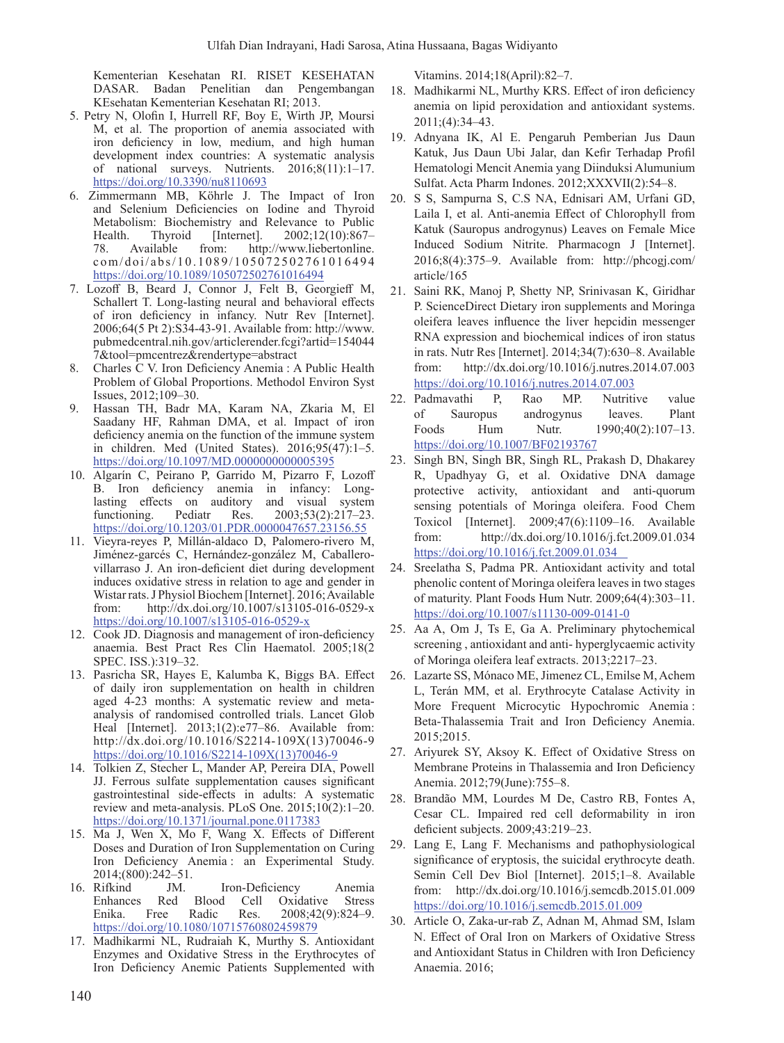Kementerian Kesehatan RI. RISET KESEHATAN DASAR. Badan Penelitian dan Pengembangan KEsehatan Kementerian Kesehatan RI; 2013.

5. Petry N, Olofin I, Hurrell RF, Boy E, Wirth JP, Moursi M, et al. The proportion of anemia associated with iron deficiency in low, medium, and high human development index countries: A systematic analysis of national surveys. Nutrients. 2016;8(11):1–17. https://doi.org/10.3390/nu8110693
6. Zimmermann MB, Köhrle J. The Impact of Iron and Selenium Deficiencies on Iodine and Thyroid Metabolism: Biochemistry and Relevance to Public Health. Thyroid [Internet]. 2002;12(10):867–78. Available from: http://www.liebertonline.com/doi/abs/10.1089/105072502761016494 https://doi.org/10.1089/105072502761016494
7. Lozoff B, Beard J, Connor J, Felt B, Georgieff M, Schallert T. Long-lasting neural and behavioral effects of iron deficiency in infancy. Nutr Rev [Internet]. 2006;64(5 Pt 2):S34-43-91. Available from: http://www.pubmedcentral.nih.gov/articlerender.fcgi?artid=1540447&tool=pmcentrez&rendertype=abstract
8. Charles C V. Iron Deficiency Anemia : A Public Health Problem of Global Proportions. Methodol Environ Syst Issues, 2012;109–30.
9. Hassan TH, Badr MA, Karam NA, Zkaria M, El Saadany HF, Rahman DMA, et al. Impact of iron deficiency anemia on the function of the immune system in children. Med (United States). 2016;95(47):1–5. https://doi.org/10.1097/MD.0000000000005395
10. Algarín C, Peirano P, Garrido M, Pizarro F, Lozoff B. Iron deficiency anemia in infancy: Long-lasting effects on auditory and visual system functioning. Pediatr Res. 2003;53(2):217–23. https://doi.org/10.1203/01.PDR.0000047657.23156.55
11. Vieyra-reyes P, Millán-aldaco D, Palomero-rivero M, Jiménez-garcés C, Hernández-gonzález M, Caballero-villarraso J. An iron-deficient diet during development induces oxidative stress in relation to age and gender in Wistar rats. J Physiol Biochem [Internet]. 2016; Available from: http://dx.doi.org/10.1007/s13105-016-0529-x https://doi.org/10.1007/s13105-016-0529-x
12. Cook JD. Diagnosis and management of iron-deficiency anaemia. Best Pract Res Clin Haematol. 2005;18(2 SPEC. ISS.):319–32.
13. Pasricha SR, Hayes E, Kalumba K, Biggs BA. Effect of daily iron supplementation on health in children aged 4-23 months: A systematic review and meta-analysis of randomised controlled trials. Lancet Glob Heal [Internet]. 2013;1(2):e77–86. Available from: http://dx.doi.org/10.1016/S2214-109X(13)70046-9 https://doi.org/10.1016/S2214-109X(13)70046-9
14. Tolkien Z, Stecher L, Mander AP, Pereira DIA, Powell JJ. Ferrous sulfate supplementation causes significant gastrointestinal side-effects in adults: A systematic review and meta-analysis. PLoS One. 2015;10(2):1–20. https://doi.org/10.1371/journal.pone.0117383
15. Ma J, Wen X, Mo F, Wang X. Effects of Different Doses and Duration of Iron Supplementation on Curing Iron Deficiency Anemia : an Experimental Study. 2014;(800):242–51.
16. Rifkind JM. Iron-Deficiency Anemia Enhances Red Blood Cell Oxidative Stress Enika. Free Radic Res. 2008;42(9):824–9. https://doi.org/10.1080/10715760802459879
17. Madhikarmi NL, Rudraiah K, Murthy S. Antioxidant Enzymes and Oxidative Stress in the Erythrocytes of Iron Deficiency Anemic Patients Supplemented with Vitamins. 2014;18(April):82–7.
18. Madhikarmi NL, Murthy KRS. Effect of iron deficiency anemia on lipid peroxidation and antioxidant systems. 2011;(4):34–43.
19. Adnyana IK, Al E. Pengaruh Pemberian Jus Daun Katuk, Jus Daun Ubi Jalar, dan Kefir Terhadap Profil Hematologi Mencit Anemia yang Diinduksi Alumunium Sulfat. Acta Pharm Indones. 2012;XXXVII(2):54–8.
20. S S, Sampurna S, C.S NA, Ednisari AM, Urfani GD, Laila I, et al. Anti-anemia Effect of Chlorophyll from Katuk (Sauropus androgynus) Leaves on Female Mice Induced Sodium Nitrite. Pharmacogn J [Internet]. 2016;8(4):375–9. Available from: http://phcogj.com/article/165
21. Saini RK, Manoj P, Shetty NP, Srinivasan K, Giridhar P. ScienceDirect Dietary iron supplements and Moringa oleifera leaves influence the liver hepcidin messenger RNA expression and biochemical indices of iron status in rats. Nutr Res [Internet]. 2014;34(7):630–8. Available from: http://dx.doi.org/10.1016/j.nutres.2014.07.003 https://doi.org/10.1016/j.nutres.2014.07.003
22. Padmavathi P, Rao MP. Nutritive value of Sauropus androgynus leaves. Plant Foods Hum Nutr. 1990;40(2):107–13. https://doi.org/10.1007/BF02193767
23. Singh BN, Singh BR, Singh RL, Prakash D, Dhakarey R, Upadhyay G, et al. Oxidative DNA damage protective activity, antioxidant and anti-quorum sensing potentials of Moringa oleifera. Food Chem Toxicol [Internet]. 2009;47(6):1109–16. Available from: http://dx.doi.org/10.1016/j.fct.2009.01.034 https://doi.org/10.1016/j.fct.2009.01.034
24. Sreelatha S, Padma PR. Antioxidant activity and total phenolic content of Moringa oleifera leaves in two stages of maturity. Plant Foods Hum Nutr. 2009;64(4):303–11. https://doi.org/10.1007/s11130-009-0141-0
25. Aa A, Om J, Ts E, Ga A. Preliminary phytochemical screening , antioxidant and anti- hyperglycaemic activity of Moringa oleifera leaf extracts. 2013;2217–23.
26. Lazarte SS, Mónaco ME, Jimenez CL, Emilse M, Achem L, Terán MM, et al. Erythrocyte Catalase Activity in More Frequent Microcytic Hypochromic Anemia : Beta-Thalassemia Trait and Iron Deficiency Anemia. 2015;2015.
27. Ariyurek SY, Aksoy K. Effect of Oxidative Stress on Membrane Proteins in Thalassemia and Iron Deficiency Anemia. 2012;79(June):755–8.
28. Brandão MM, Lourdes M De, Castro RB, Fontes A, Cesar CL. Impaired red cell deformability in iron deficient subjects. 2009;43:219–23.
29. Lang E, Lang F. Mechanisms and pathophysiological significance of eryptosis, the suicidal erythrocyte death. Semin Cell Dev Biol [Internet]. 2015;1–8. Available from: http://dx.doi.org/10.1016/j.semcdb.2015.01.009 https://doi.org/10.1016/j.semcdb.2015.01.009
30. Article O, Zaka-ur-rab Z, Adnan M, Ahmad SM, Islam N. Effect of Oral Iron on Markers of Oxidative Stress and Antioxidant Status in Children with Iron Deficiency Anaemia. 2016;